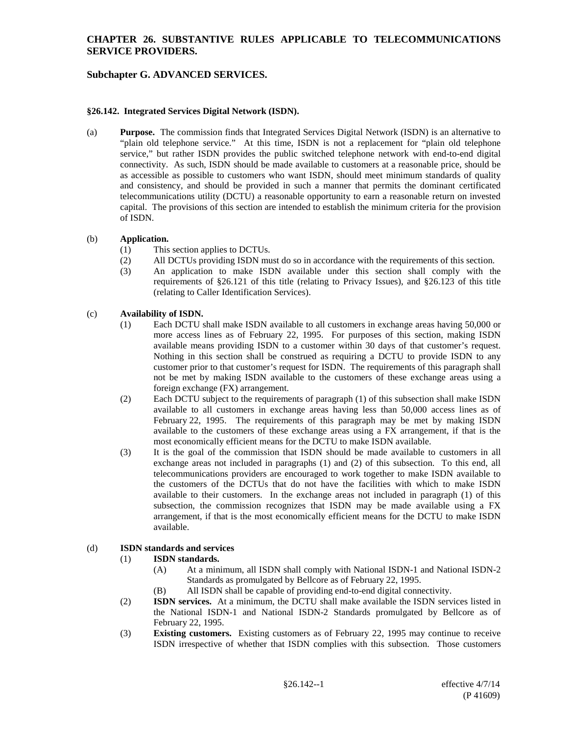# CHAPTER 26. SUBSTANTIVE RULES APPLICABLE TO TELECOMMUNICATIONS SERVICE PROVIDERS.

## Subchapter G. ADVANCED SERVICES.

### §26.142. Integrated Services Digital Network (ISDN).

(a) **Purpose.** The commission finds that Integrated Services Digital Network (ISDN) is an alternative to "plain old telephone service." At this time, ISDN is not a replacement for "plain old telephone service," but rather ISDN provides the public switched telephone network with end-to-end digital connectivity. As such, ISDN should be made available to customers at a reasonable price, should be as accessible as possible to customers who want ISDN, should meet minimum standards of quality and consistency, and should be provided in such a manner that permits the dominant certificated telecommunications utility (DCTU) a reasonable opportunity to earn a reasonable return on invested capital. The provisions of this section are intended to establish the minimum criteria for the provision of ISDN.

(b) **Application.**

(1) This section applies to DCTUs.

(2) All DCTUs providing ISDN must do so in accordance with the requirements of this section.

(3) An application to make ISDN available under this section shall comply with the requirements of §26.121 of this title (relating to Privacy Issues), and §26.123 of this title (relating to Caller Identification Services).

(c) **Availability of ISDN.**

(1) Each DCTU shall make ISDN available to all customers in exchange areas having 50,000 or more access lines as of February 22, 1995. For purposes of this section, making ISDN available means providing ISDN to a customer within 30 days of that customer's request. Nothing in this section shall be construed as requiring a DCTU to provide ISDN to any customer prior to that customer's request for ISDN. The requirements of this paragraph shall not be met by making ISDN available to the customers of these exchange areas using a foreign exchange (FX) arrangement.

(2) Each DCTU subject to the requirements of paragraph (1) of this subsection shall make ISDN available to all customers in exchange areas having less than 50,000 access lines as of February 22, 1995. The requirements of this paragraph may be met by making ISDN available to the customers of these exchange areas using a FX arrangement, if that is the most economically efficient means for the DCTU to make ISDN available.

(3) It is the goal of the commission that ISDN should be made available to customers in all exchange areas not included in paragraphs (1) and (2) of this subsection. To this end, all telecommunications providers are encouraged to work together to make ISDN available to the customers of the DCTUs that do not have the facilities with which to make ISDN available to their customers. In the exchange areas not included in paragraph (1) of this subsection, the commission recognizes that ISDN may be made available using a FX arrangement, if that is the most economically efficient means for the DCTU to make ISDN available.

(d) **ISDN standards and services**

(1) **ISDN standards.**

(A) At a minimum, all ISDN shall comply with National ISDN-1 and National ISDN-2 Standards as promulgated by Bellcore as of February 22, 1995.

(B) All ISDN shall be capable of providing end-to-end digital connectivity.

(2) **ISDN services.** At a minimum, the DCTU shall make available the ISDN services listed in the National ISDN-1 and National ISDN-2 Standards promulgated by Bellcore as of February 22, 1995.

(3) **Existing customers.** Existing customers as of February 22, 1995 may continue to receive ISDN irrespective of whether that ISDN complies with this subsection. Those customers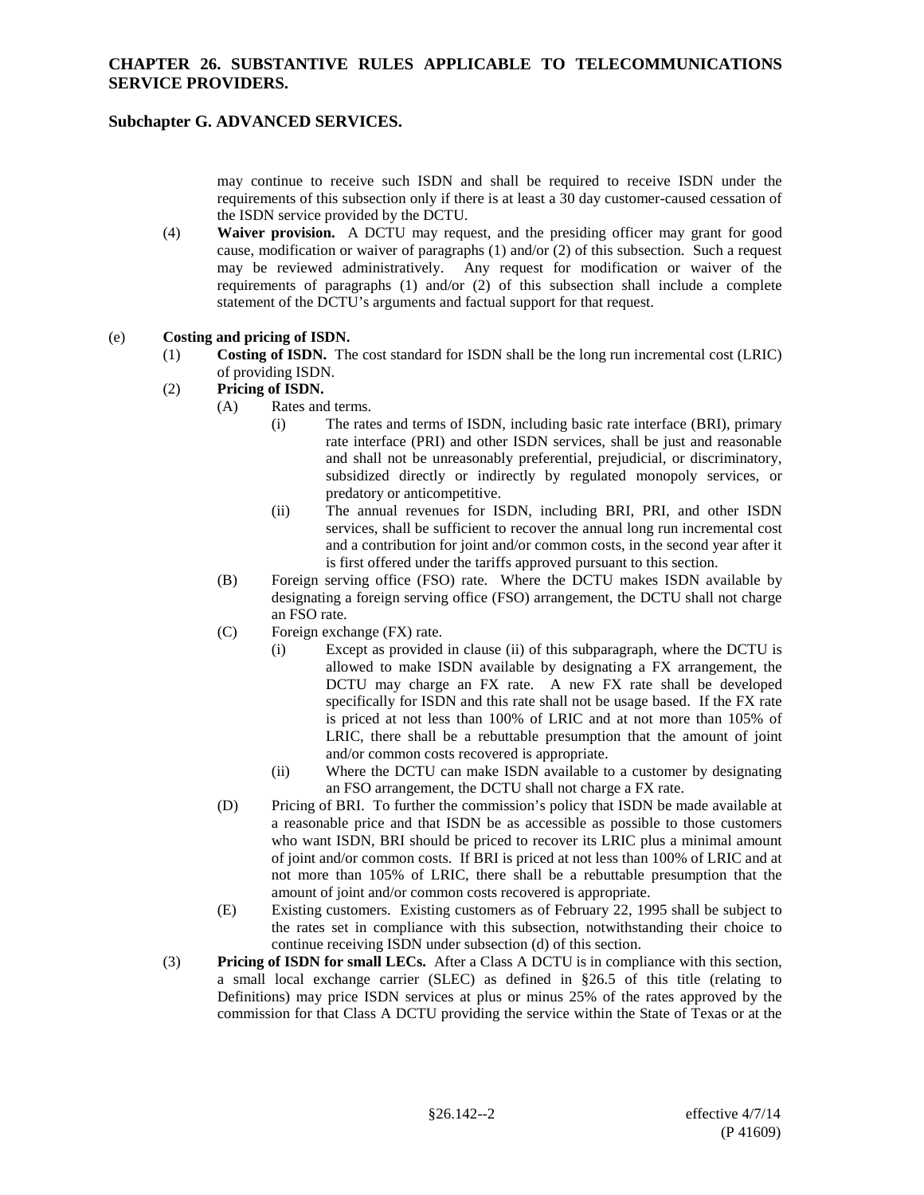may continue to receive such ISDN and shall be required to receive ISDN under the requirements of this subsection only if there is at least a 30 day customer-caused cessation of the ISDN service provided by the DCTU.

(4) **Waiver provision.** A DCTU may request, and the presiding officer may grant for good cause, modification or waiver of paragraphs (1) and/or (2) of this subsection. Such a request may be reviewed administratively. Any request for modification or waiver of the requirements of paragraphs (1) and/or (2) of this subsection shall include a complete statement of the DCTU's arguments and factual support for that request.

(e) **Costing and pricing of ISDN.**

(1) **Costing of ISDN.** The cost standard for ISDN shall be the long run incremental cost (LRIC) of providing ISDN.

(2) **Pricing of ISDN.**

(A) Rates and terms.

(i) The rates and terms of ISDN, including basic rate interface (BRI), primary rate interface (PRI) and other ISDN services, shall be just and reasonable and shall not be unreasonably preferential, prejudicial, or discriminatory, subsidized directly or indirectly by regulated monopoly services, or predatory or anticompetitive.

(ii) The annual revenues for ISDN, including BRI, PRI, and other ISDN services, shall be sufficient to recover the annual long run incremental cost and a contribution for joint and/or common costs, in the second year after it is first offered under the tariffs approved pursuant to this section.

(B) Foreign serving office (FSO) rate. Where the DCTU makes ISDN available by designating a foreign serving office (FSO) arrangement, the DCTU shall not charge an FSO rate.

(C) Foreign exchange (FX) rate.

(i) Except as provided in clause (ii) of this subparagraph, where the DCTU is allowed to make ISDN available by designating a FX arrangement, the DCTU may charge an FX rate. A new FX rate shall be developed specifically for ISDN and this rate shall not be usage based. If the FX rate is priced at not less than 100% of LRIC and at not more than 105% of LRIC, there shall be a rebuttable presumption that the amount of joint and/or common costs recovered is appropriate.

(ii) Where the DCTU can make ISDN available to a customer by designating an FSO arrangement, the DCTU shall not charge a FX rate.

(D) Pricing of BRI. To further the commission's policy that ISDN be made available at a reasonable price and that ISDN be as accessible as possible to those customers who want ISDN, BRI should be priced to recover its LRIC plus a minimal amount of joint and/or common costs. If BRI is priced at not less than 100% of LRIC and at not more than 105% of LRIC, there shall be a rebuttable presumption that the amount of joint and/or common costs recovered is appropriate.

(E) Existing customers. Existing customers as of February 22, 1995 shall be subject to the rates set in compliance with this subsection, notwithstanding their choice to continue receiving ISDN under subsection (d) of this section.

(3) **Pricing of ISDN for small LECs.** After a Class A DCTU is in compliance with this section, a small local exchange carrier (SLEC) as defined in §26.5 of this title (relating to Definitions) may price ISDN services at plus or minus 25% of the rates approved by the commission for that Class A DCTU providing the service within the State of Texas or at the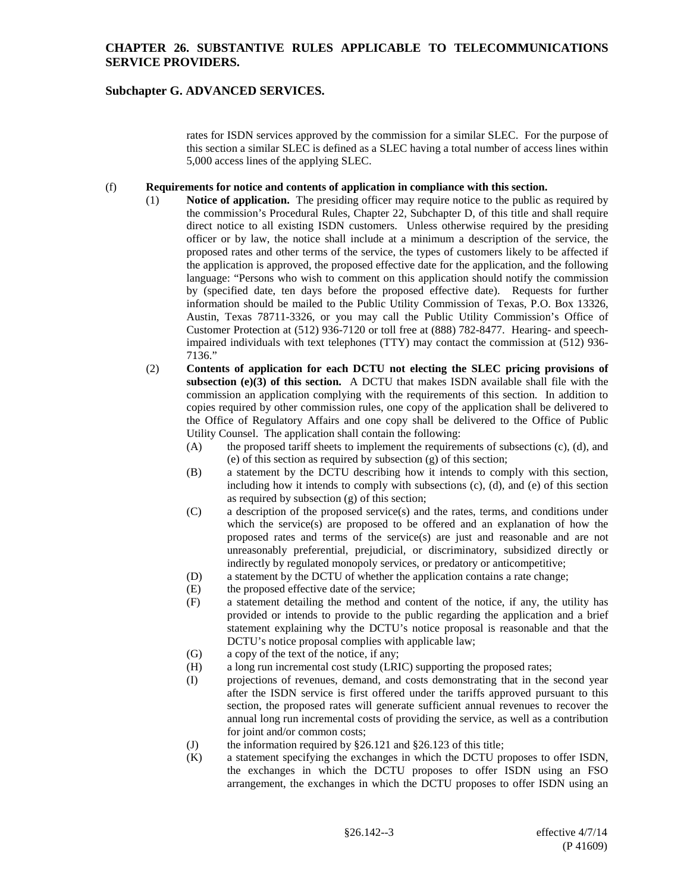rates for ISDN services approved by the commission for a similar SLEC. For the purpose of this section a similar SLEC is defined as a SLEC having a total number of access lines within 5,000 access lines of the applying SLEC.

(f) **Requirements for notice and contents of application in compliance with this section.**

(1) **Notice of application.** The presiding officer may require notice to the public as required by the commission's Procedural Rules, Chapter 22, Subchapter D, of this title and shall require direct notice to all existing ISDN customers. Unless otherwise required by the presiding officer or by law, the notice shall include at a minimum a description of the service, the proposed rates and other terms of the service, the types of customers likely to be affected if the application is approved, the proposed effective date for the application, and the following language: "Persons who wish to comment on this application should notify the commission by (specified date, ten days before the proposed effective date). Requests for further information should be mailed to the Public Utility Commission of Texas, P.O. Box 13326, Austin, Texas 78711-3326, or you may call the Public Utility Commission's Office of Customer Protection at (512) 936-7120 or toll free at (888) 782-8477. Hearing- and speech-impaired individuals with text telephones (TTY) may contact the commission at (512) 936-7136."

(2) **Contents of application for each DCTU not electing the SLEC pricing provisions of subsection (e)(3) of this section.** A DCTU that makes ISDN available shall file with the commission an application complying with the requirements of this section. In addition to copies required by other commission rules, one copy of the application shall be delivered to the Office of Regulatory Affairs and one copy shall be delivered to the Office of Public Utility Counsel. The application shall contain the following:

(A) the proposed tariff sheets to implement the requirements of subsections (c), (d), and (e) of this section as required by subsection (g) of this section;

(B) a statement by the DCTU describing how it intends to comply with this section, including how it intends to comply with subsections (c), (d), and (e) of this section as required by subsection (g) of this section;

(C) a description of the proposed service(s) and the rates, terms, and conditions under which the service(s) are proposed to be offered and an explanation of how the proposed rates and terms of the service(s) are just and reasonable and are not unreasonably preferential, prejudicial, or discriminatory, subsidized directly or indirectly by regulated monopoly services, or predatory or anticompetitive;

(D) a statement by the DCTU of whether the application contains a rate change;

(E) the proposed effective date of the service;

(F) a statement detailing the method and content of the notice, if any, the utility has provided or intends to provide to the public regarding the application and a brief statement explaining why the DCTU's notice proposal is reasonable and that the DCTU's notice proposal complies with applicable law;

(G) a copy of the text of the notice, if any;

(H) a long run incremental cost study (LRIC) supporting the proposed rates;

(I) projections of revenues, demand, and costs demonstrating that in the second year after the ISDN service is first offered under the tariffs approved pursuant to this section, the proposed rates will generate sufficient annual revenues to recover the annual long run incremental costs of providing the service, as well as a contribution for joint and/or common costs;

(J) the information required by §26.121 and §26.123 of this title;

(K) a statement specifying the exchanges in which the DCTU proposes to offer ISDN, the exchanges in which the DCTU proposes to offer ISDN using an FSO arrangement, the exchanges in which the DCTU proposes to offer ISDN using an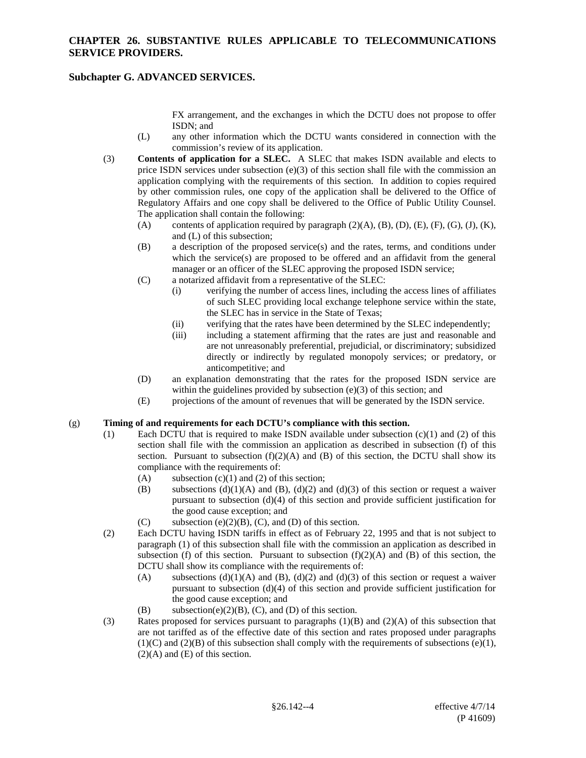FX arrangement, and the exchanges in which the DCTU does not propose to offer ISDN; and

(L) any other information which the DCTU wants considered in connection with the commission's review of its application.

(3) **Contents of application for a SLEC.** A SLEC that makes ISDN available and elects to price ISDN services under subsection (e)(3) of this section shall file with the commission an application complying with the requirements of this section. In addition to copies required by other commission rules, one copy of the application shall be delivered to the Office of Regulatory Affairs and one copy shall be delivered to the Office of Public Utility Counsel. The application shall contain the following:

(A) contents of application required by paragraph (2)(A), (B), (D), (E), (F), (G), (J), (K), and (L) of this subsection;

(B) a description of the proposed service(s) and the rates, terms, and conditions under which the service(s) are proposed to be offered and an affidavit from the general manager or an officer of the SLEC approving the proposed ISDN service;

(C) a notarized affidavit from a representative of the SLEC:

(i) verifying the number of access lines, including the access lines of affiliates of such SLEC providing local exchange telephone service within the state, the SLEC has in service in the State of Texas;

(ii) verifying that the rates have been determined by the SLEC independently;

(iii) including a statement affirming that the rates are just and reasonable and are not unreasonably preferential, prejudicial, or discriminatory; subsidized directly or indirectly by regulated monopoly services; or predatory, or anticompetitive; and

(D) an explanation demonstrating that the rates for the proposed ISDN service are within the guidelines provided by subsection (e)(3) of this section; and

(E) projections of the amount of revenues that will be generated by the ISDN service.

(g) **Timing of and requirements for each DCTU's compliance with this section.**

(1) Each DCTU that is required to make ISDN available under subsection (c)(1) and (2) of this section shall file with the commission an application as described in subsection (f) of this section. Pursuant to subsection (f)(2)(A) and (B) of this section, the DCTU shall show its compliance with the requirements of:

(A) subsection (c)(1) and (2) of this section;

(B) subsections (d)(1)(A) and (B), (d)(2) and (d)(3) of this section or request a waiver pursuant to subsection (d)(4) of this section and provide sufficient justification for the good cause exception; and

(C) subsection (e)(2)(B), (C), and (D) of this section.

(2) Each DCTU having ISDN tariffs in effect as of February 22, 1995 and that is not subject to paragraph (1) of this subsection shall file with the commission an application as described in subsection (f) of this section. Pursuant to subsection (f)(2)(A) and (B) of this section, the DCTU shall show its compliance with the requirements of:

(A) subsections (d)(1)(A) and (B), (d)(2) and (d)(3) of this section or request a waiver pursuant to subsection (d)(4) of this section and provide sufficient justification for the good cause exception; and

(B) subsection(e)(2)(B), (C), and (D) of this section.

(3) Rates proposed for services pursuant to paragraphs (1)(B) and (2)(A) of this subsection that are not tariffed as of the effective date of this section and rates proposed under paragraphs (1)(C) and (2)(B) of this subsection shall comply with the requirements of subsections (e)(1), (2)(A) and (E) of this section.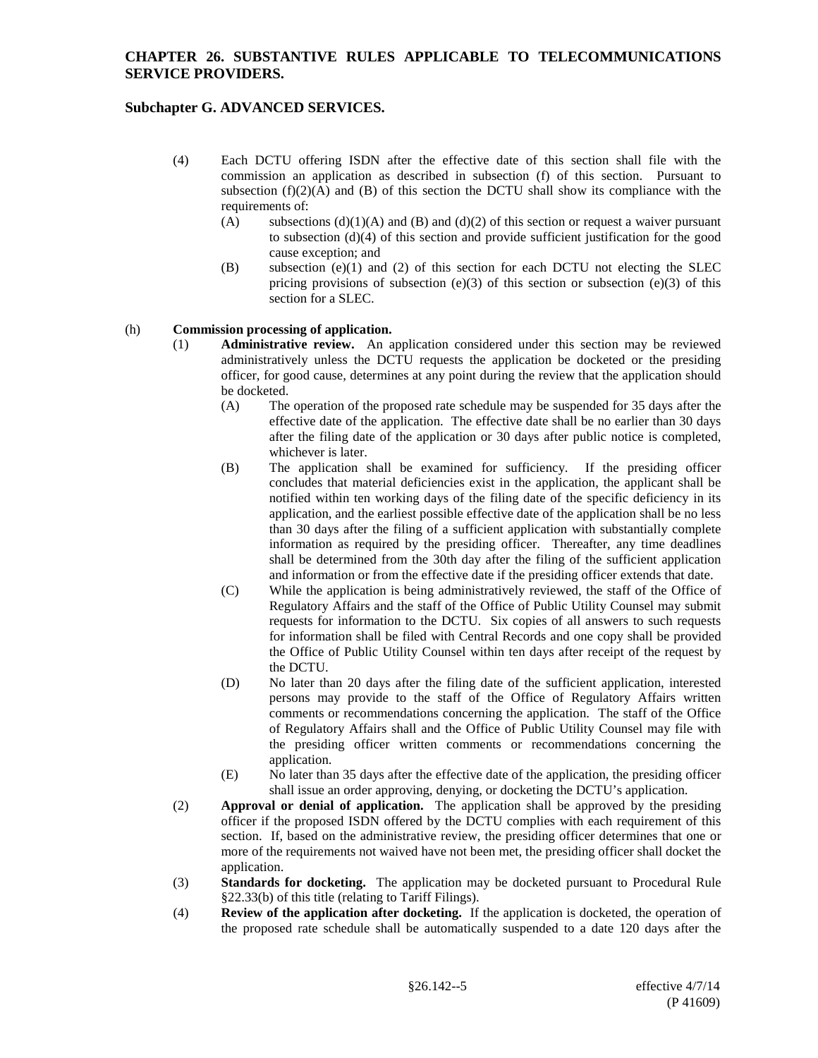(4) Each DCTU offering ISDN after the effective date of this section shall file with the commission an application as described in subsection (f) of this section. Pursuant to subsection (f)(2)(A) and (B) of this section the DCTU shall show its compliance with the requirements of:

  (A) subsections (d)(1)(A) and (B) and (d)(2) of this section or request a waiver pursuant to subsection (d)(4) of this section and provide sufficient justification for the good cause exception; and

  (B) subsection (e)(1) and (2) of this section for each DCTU not electing the SLEC pricing provisions of subsection (e)(3) of this section or subsection (e)(3) of this section for a SLEC.

(h) **Commission processing of application.**

  (1) **Administrative review.** An application considered under this section may be reviewed administratively unless the DCTU requests the application be docketed or the presiding officer, for good cause, determines at any point during the review that the application should be docketed.

    (A) The operation of the proposed rate schedule may be suspended for 35 days after the effective date of the application. The effective date shall be no earlier than 30 days after the filing date of the application or 30 days after public notice is completed, whichever is later.

    (B) The application shall be examined for sufficiency. If the presiding officer concludes that material deficiencies exist in the application, the applicant shall be notified within ten working days of the filing date of the specific deficiency in its application, and the earliest possible effective date of the application shall be no less than 30 days after the filing of a sufficient application with substantially complete information as required by the presiding officer. Thereafter, any time deadlines shall be determined from the 30th day after the filing of the sufficient application and information or from the effective date if the presiding officer extends that date.

    (C) While the application is being administratively reviewed, the staff of the Office of Regulatory Affairs and the staff of the Office of Public Utility Counsel may submit requests for information to the DCTU. Six copies of all answers to such requests for information shall be filed with Central Records and one copy shall be provided the Office of Public Utility Counsel within ten days after receipt of the request by the DCTU.

    (D) No later than 20 days after the filing date of the sufficient application, interested persons may provide to the staff of the Office of Regulatory Affairs written comments or recommendations concerning the application. The staff of the Office of Regulatory Affairs shall and the Office of Public Utility Counsel may file with the presiding officer written comments or recommendations concerning the application.

    (E) No later than 35 days after the effective date of the application, the presiding officer shall issue an order approving, denying, or docketing the DCTU's application.

  (2) **Approval or denial of application.** The application shall be approved by the presiding officer if the proposed ISDN offered by the DCTU complies with each requirement of this section. If, based on the administrative review, the presiding officer determines that one or more of the requirements not waived have not been met, the presiding officer shall docket the application.

  (3) **Standards for docketing.** The application may be docketed pursuant to Procedural Rule §22.33(b) of this title (relating to Tariff Filings).

  (4) **Review of the application after docketing.** If the application is docketed, the operation of the proposed rate schedule shall be automatically suspended to a date 120 days after the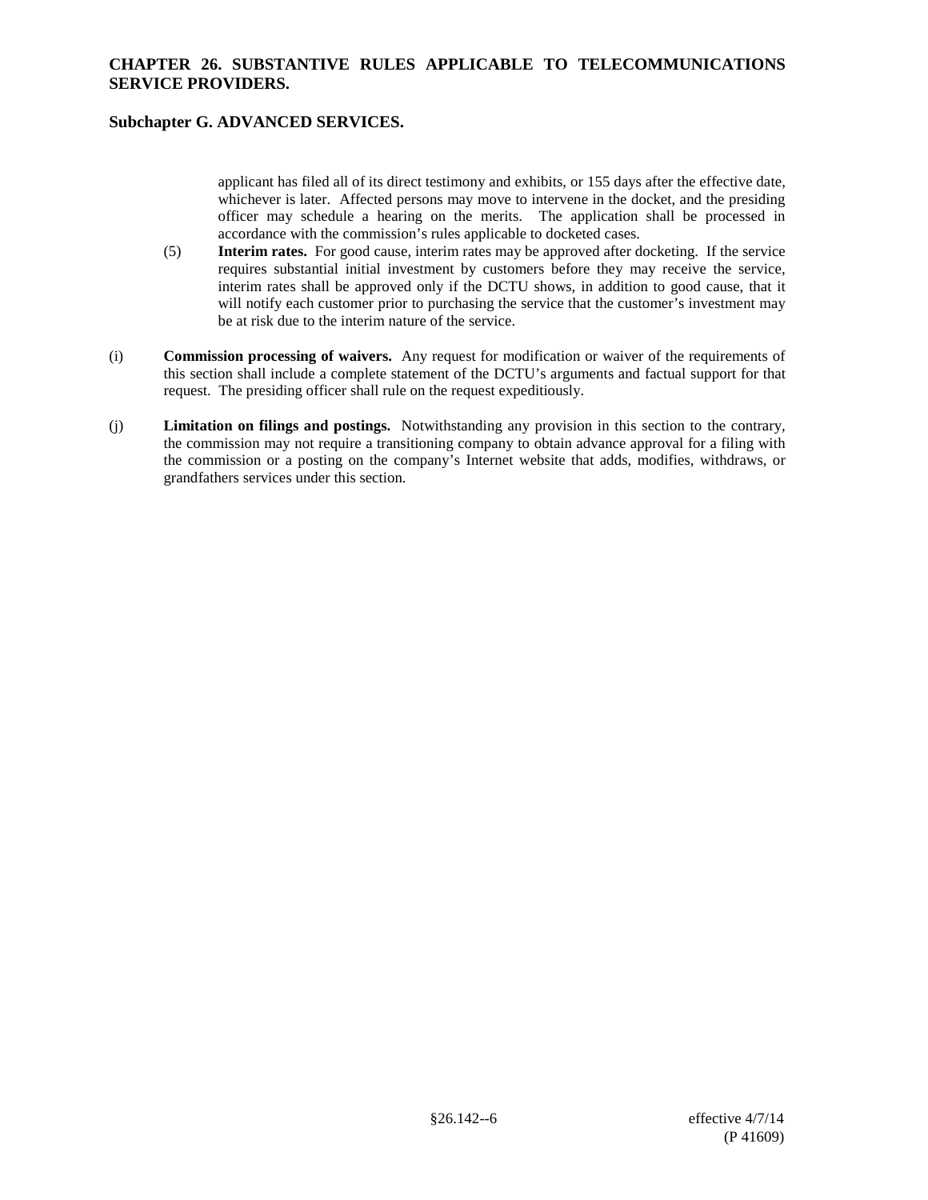applicant has filed all of its direct testimony and exhibits, or 155 days after the effective date, whichever is later. Affected persons may move to intervene in the docket, and the presiding officer may schedule a hearing on the merits. The application shall be processed in accordance with the commission's rules applicable to docketed cases.

(5) **Interim rates.** For good cause, interim rates may be approved after docketing. If the service requires substantial initial investment by customers before they may receive the service, interim rates shall be approved only if the DCTU shows, in addition to good cause, that it will notify each customer prior to purchasing the service that the customer's investment may be at risk due to the interim nature of the service.

(i) **Commission processing of waivers.** Any request for modification or waiver of the requirements of this section shall include a complete statement of the DCTU's arguments and factual support for that request. The presiding officer shall rule on the request expeditiously.

(j) **Limitation on filings and postings.** Notwithstanding any provision in this section to the contrary, the commission may not require a transitioning company to obtain advance approval for a filing with the commission or a posting on the company's Internet website that adds, modifies, withdraws, or grandfathers services under this section.